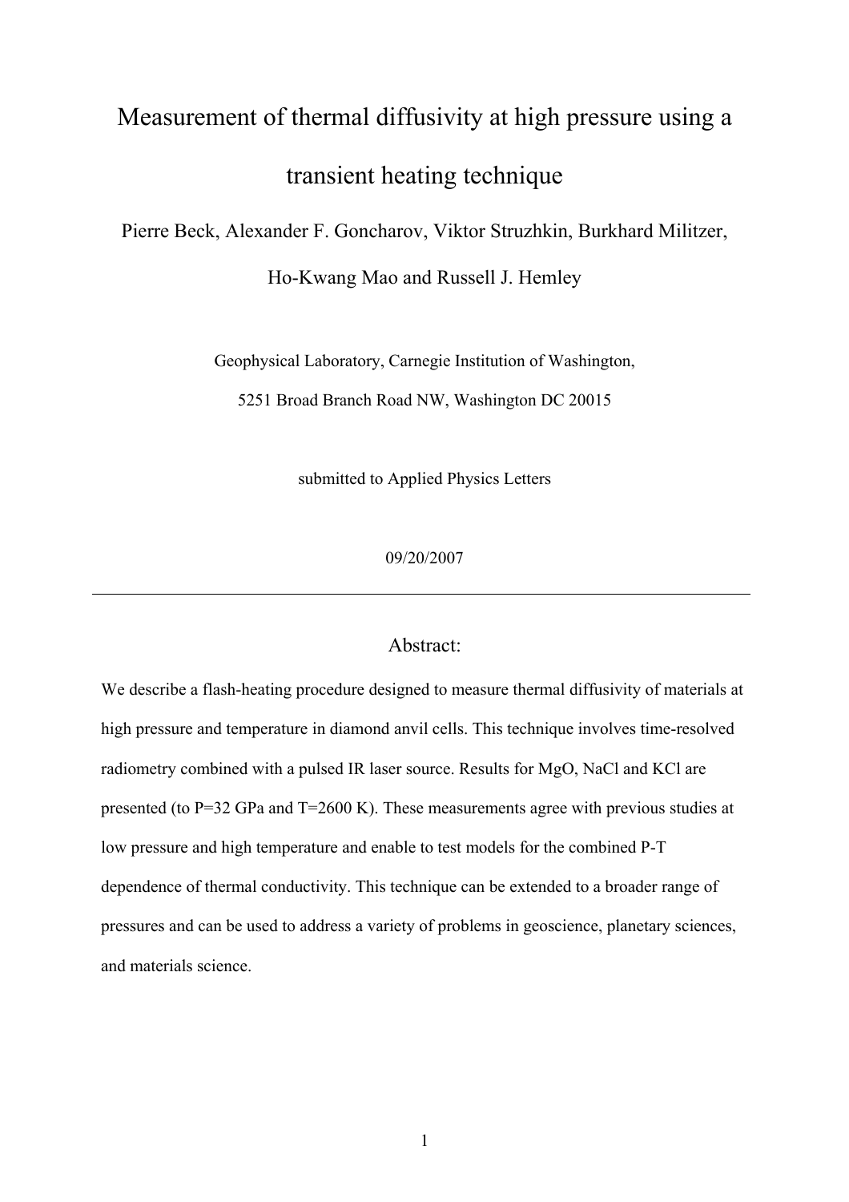# Measurement of thermal diffusivity at high pressure using a transient heating technique

Pierre Beck, Alexander F. Goncharov, Viktor Struzhkin, Burkhard Militzer, Ho-Kwang Mao and Russell J. Hemley

Geophysical Laboratory, Carnegie Institution of Washington,

5251 Broad Branch Road NW, Washington DC 20015

submitted to Applied Physics Letters

09/20/2007

---

## Abstract:

We describe a flash-heating procedure designed to measure thermal diffusivity of materials at high pressure and temperature in diamond anvil cells. This technique involves time-resolved radiometry combined with a pulsed IR laser source. Results for MgO, NaCl and KCl are presented (to P=32 GPa and T=2600 K). These measurements agree with previous studies at low pressure and high temperature and enable to test models for the combined P-T dependence of thermal conductivity. This technique can be extended to a broader range of pressures and can be used to address a variety of problems in geoscience, planetary sciences, and materials science.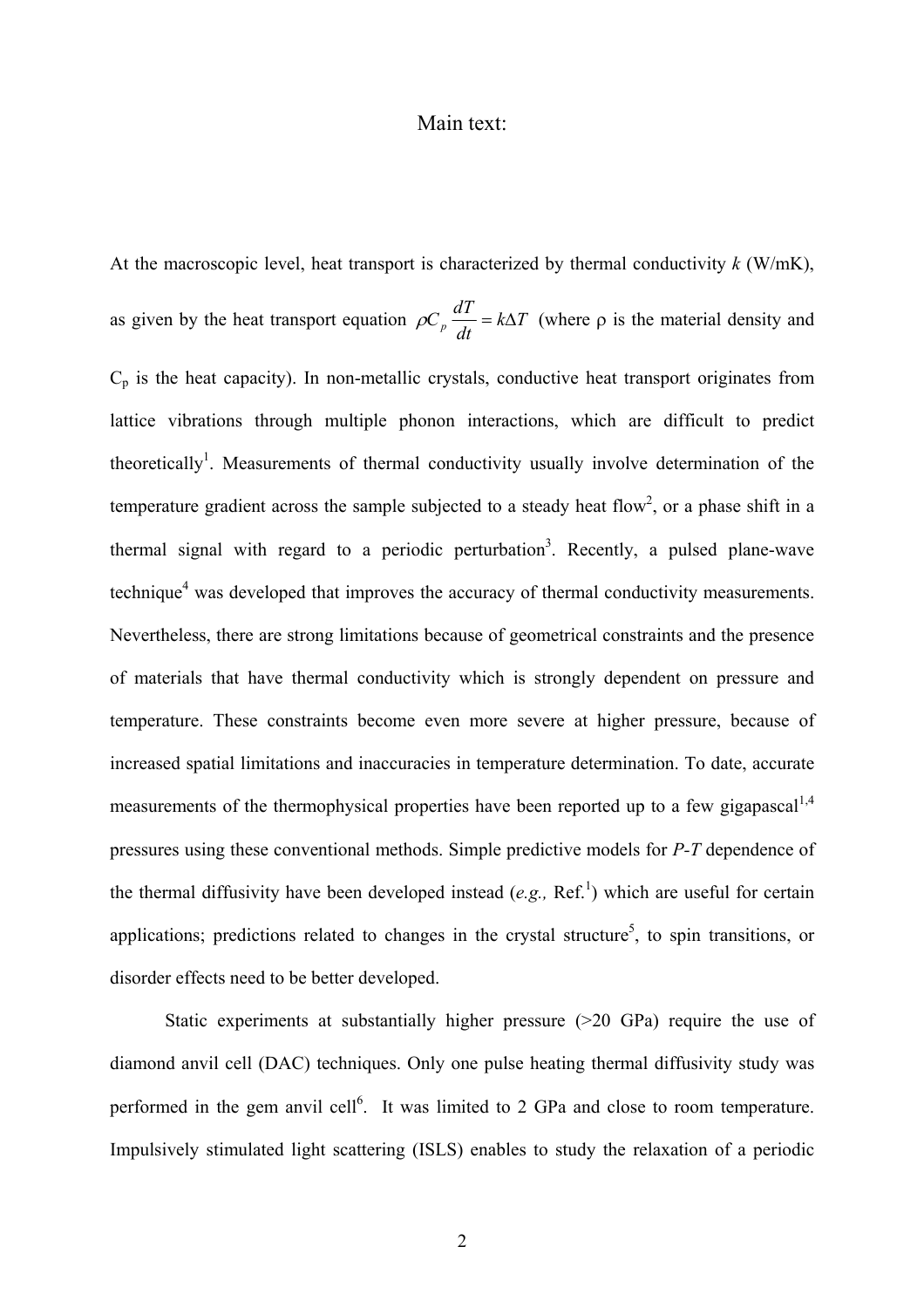Main text:

At the macroscopic level, heat transport is characterized by thermal conductivity *k* (W/mK), as given by the heat transport equation $\rho C_p \frac{dT}{dt} = k\Delta T$ (where ρ is the material density and $C_p$ is the heat capacity). In non-metallic crystals, conductive heat transport originates from lattice vibrations through multiple phonon interactions, which are difficult to predict theoretically[1]. Measurements of thermal conductivity usually involve determination of the temperature gradient across the sample subjected to a steady heat flow[2], or a phase shift in a thermal signal with regard to a periodic perturbation[3]. Recently, a pulsed plane-wave technique[4] was developed that improves the accuracy of thermal conductivity measurements. Nevertheless, there are strong limitations because of geometrical constraints and the presence of materials that have thermal conductivity which is strongly dependent on pressure and temperature. These constraints become even more severe at higher pressure, because of increased spatial limitations and inaccuracies in temperature determination. To date, accurate measurements of the thermophysical properties have been reported up to a few gigapascal[1,4] pressures using these conventional methods. Simple predictive models for *P-T* dependence of the thermal diffusivity have been developed instead (*e.g.,* Ref.[1]) which are useful for certain applications; predictions related to changes in the crystal structure[5], to spin transitions, or disorder effects need to be better developed.

Static experiments at substantially higher pressure (>20 GPa) require the use of diamond anvil cell (DAC) techniques. Only one pulse heating thermal diffusivity study was performed in the gem anvil cell[6]. It was limited to 2 GPa and close to room temperature. Impulsively stimulated light scattering (ISLS) enables to study the relaxation of a periodic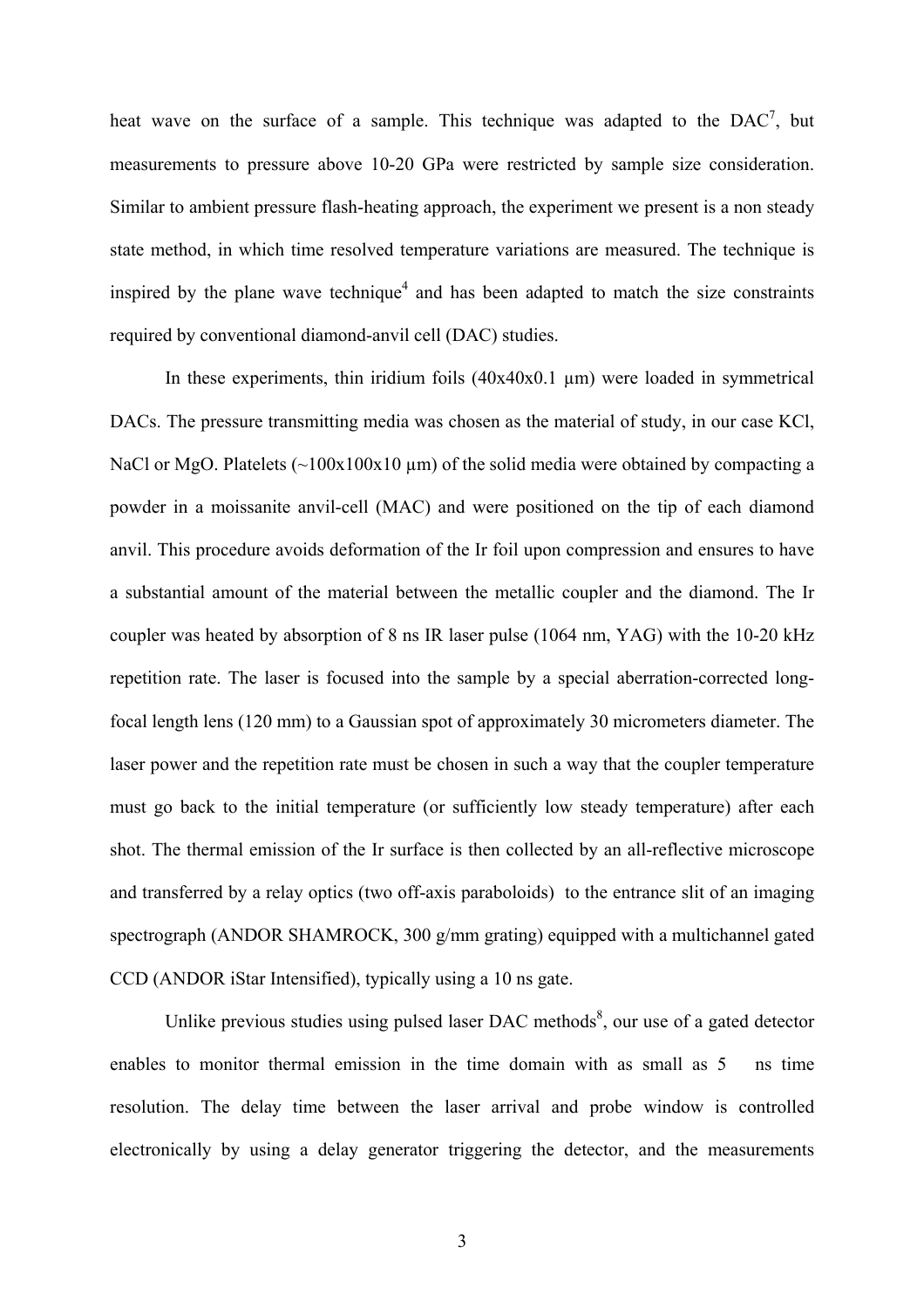heat wave on the surface of a sample. This technique was adapted to the DAC[7], but measurements to pressure above 10-20 GPa were restricted by sample size consideration. Similar to ambient pressure flash-heating approach, the experiment we present is a non steady state method, in which time resolved temperature variations are measured. The technique is inspired by the plane wave technique[4] and has been adapted to match the size constraints required by conventional diamond-anvil cell (DAC) studies.

In these experiments, thin iridium foils (40x40x0.1 μm) were loaded in symmetrical DACs. The pressure transmitting media was chosen as the material of study, in our case KCl, NaCl or MgO. Platelets (~100x100x10 μm) of the solid media were obtained by compacting a powder in a moissanite anvil-cell (MAC) and were positioned on the tip of each diamond anvil. This procedure avoids deformation of the Ir foil upon compression and ensures to have a substantial amount of the material between the metallic coupler and the diamond. The Ir coupler was heated by absorption of 8 ns IR laser pulse (1064 nm, YAG) with the 10-20 kHz repetition rate. The laser is focused into the sample by a special aberration-corrected long-focal length lens (120 mm) to a Gaussian spot of approximately 30 micrometers diameter. The laser power and the repetition rate must be chosen in such a way that the coupler temperature must go back to the initial temperature (or sufficiently low steady temperature) after each shot. The thermal emission of the Ir surface is then collected by an all-reflective microscope and transferred by a relay optics (two off-axis paraboloids) to the entrance slit of an imaging spectrograph (ANDOR SHAMROCK, 300 g/mm grating) equipped with a multichannel gated CCD (ANDOR iStar Intensified), typically using a 10 ns gate.

Unlike previous studies using pulsed laser DAC methods[8], our use of a gated detector enables to monitor thermal emission in the time domain with as small as 5 ns time resolution. The delay time between the laser arrival and probe window is controlled electronically by using a delay generator triggering the detector, and the measurements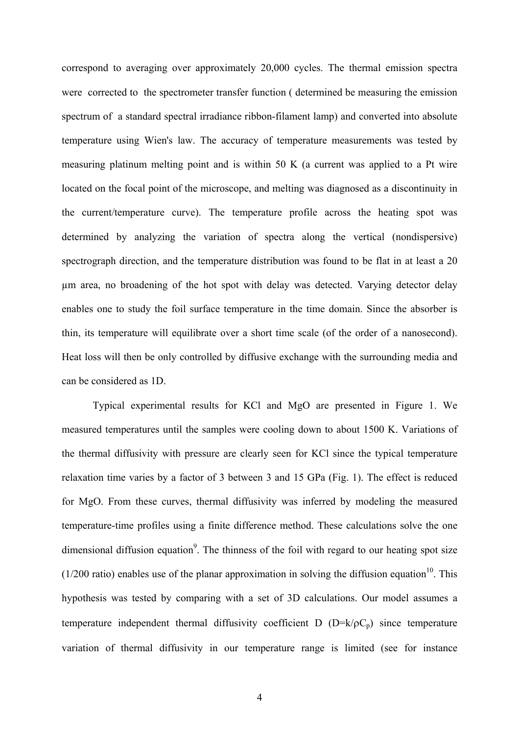correspond to averaging over approximately 20,000 cycles. The thermal emission spectra were corrected to the spectrometer transfer function ( determined be measuring the emission spectrum of a standard spectral irradiance ribbon-filament lamp) and converted into absolute temperature using Wien's law. The accuracy of temperature measurements was tested by measuring platinum melting point and is within 50 K (a current was applied to a Pt wire located on the focal point of the microscope, and melting was diagnosed as a discontinuity in the current/temperature curve). The temperature profile across the heating spot was determined by analyzing the variation of spectra along the vertical (nondispersive) spectrograph direction, and the temperature distribution was found to be flat in at least a 20 μm area, no broadening of the hot spot with delay was detected. Varying detector delay enables one to study the foil surface temperature in the time domain. Since the absorber is thin, its temperature will equilibrate over a short time scale (of the order of a nanosecond). Heat loss will then be only controlled by diffusive exchange with the surrounding media and can be considered as 1D.

Typical experimental results for KCl and MgO are presented in Figure 1. We measured temperatures until the samples were cooling down to about 1500 K. Variations of the thermal diffusivity with pressure are clearly seen for KCl since the typical temperature relaxation time varies by a factor of 3 between 3 and 15 GPa (Fig. 1). The effect is reduced for MgO. From these curves, thermal diffusivity was inferred by modeling the measured temperature-time profiles using a finite difference method. These calculations solve the one dimensional diffusion equation[9]. The thinness of the foil with regard to our heating spot size (1/200 ratio) enables use of the planar approximation in solving the diffusion equation[10]. This hypothesis was tested by comparing with a set of 3D calculations. Our model assumes a temperature independent thermal diffusivity coefficient D ($D=k/\rho C_p$) since temperature variation of thermal diffusivity in our temperature range is limited (see for instance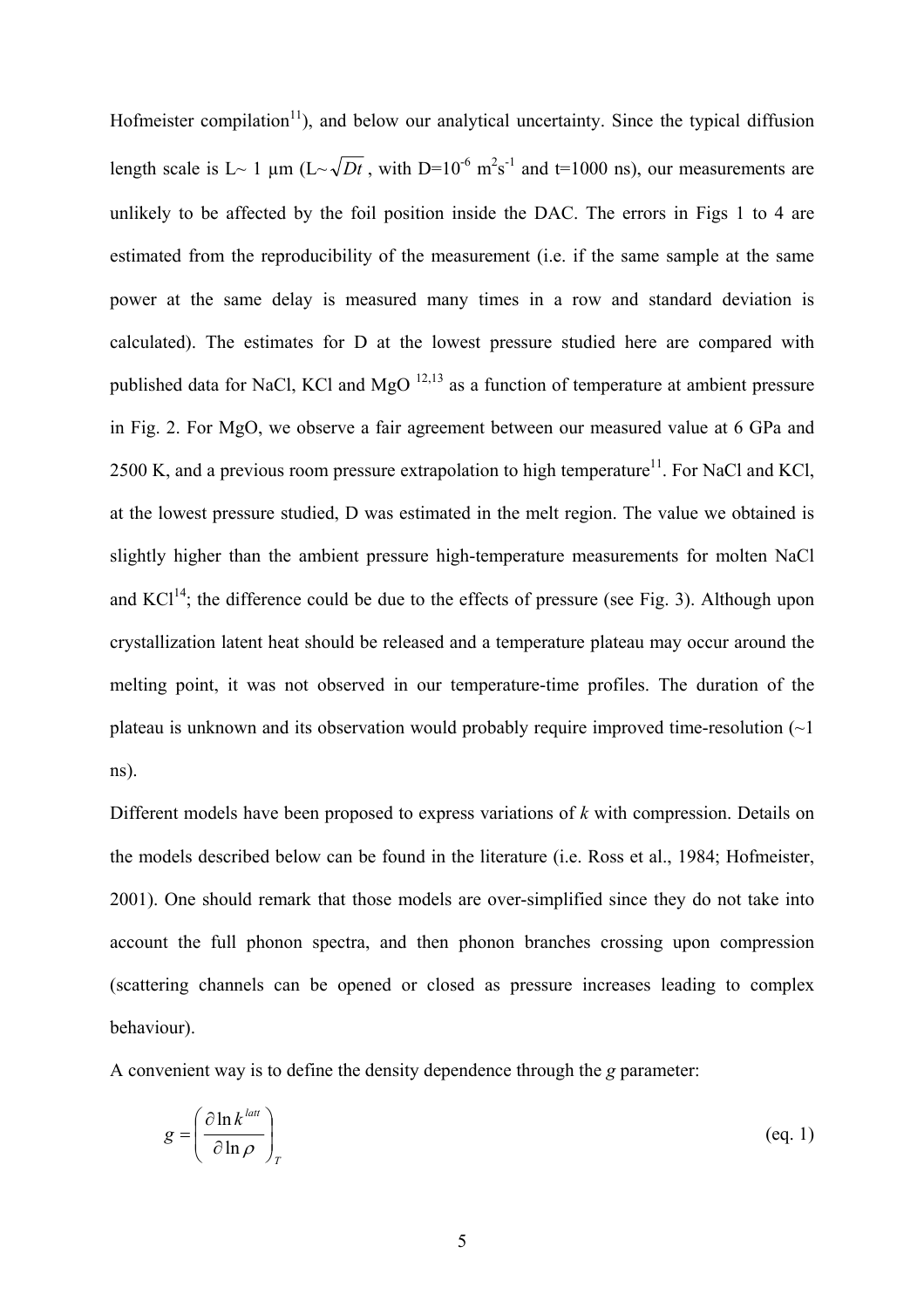Hofmeister compilation[11]), and below our analytical uncertainty. Since the typical diffusion length scale is L~ 1 μm ($L \sim \sqrt{Dt}$, with $D=10^{-6}$ $m^2s^{-1}$ and t=1000 ns), our measurements are unlikely to be affected by the foil position inside the DAC. The errors in Figs 1 to 4 are estimated from the reproducibility of the measurement (i.e. if the same sample at the same power at the same delay is measured many times in a row and standard deviation is calculated). The estimates for D at the lowest pressure studied here are compared with published data for NaCl, KCl and MgO [12,13] as a function of temperature at ambient pressure in Fig. 2. For MgO, we observe a fair agreement between our measured value at 6 GPa and 2500 K, and a previous room pressure extrapolation to high temperature[11]. For NaCl and KCl, at the lowest pressure studied, D was estimated in the melt region. The value we obtained is slightly higher than the ambient pressure high-temperature measurements for molten NaCl and KCl[14]; the difference could be due to the effects of pressure (see Fig. 3). Although upon crystallization latent heat should be released and a temperature plateau may occur around the melting point, it was not observed in our temperature-time profiles. The duration of the plateau is unknown and its observation would probably require improved time-resolution (~1 ns).

Different models have been proposed to express variations of *k* with compression. Details on the models described below can be found in the literature (i.e. Ross et al., 1984; Hofmeister, 2001). One should remark that those models are over-simplified since they do not take into account the full phonon spectra, and then phonon branches crossing upon compression (scattering channels can be opened or closed as pressure increases leading to complex behaviour).

A convenient way is to define the density dependence through the *g* parameter:

$$g = \left( \frac{\partial \ln k^{latt}}{\partial \ln \rho} \right)_T \qquad \text{(eq. 1)}$$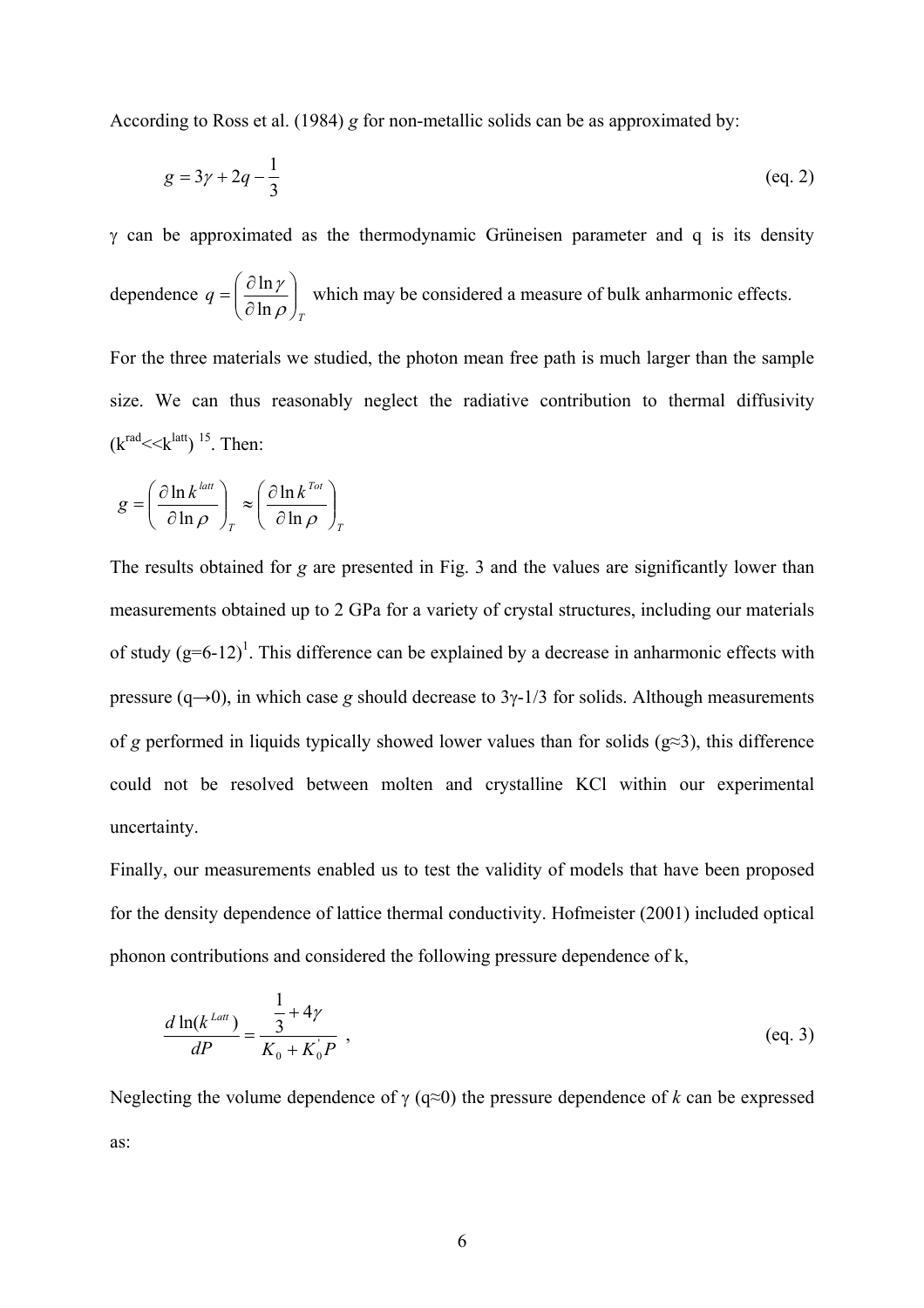According to Ross et al. (1984) *g* for non-metallic solids can be as approximated by:

$$g = 3\gamma + 2q - \frac{1}{3} \qquad \text{(eq. 2)}$$

$\gamma$ can be approximated as the thermodynamic Grüneisen parameter and q is its density dependence $q = \left(\frac{\partial \ln \gamma}{\partial \ln \rho}\right)_T$ which may be considered a measure of bulk anharmonic effects.

For the three materials we studied, the photon mean free path is much larger than the sample size. We can thus reasonably neglect the radiative contribution to thermal diffusivity ($k^{rad} << k^{latt}$) [15]. Then:

$$g = \left(\frac{\partial \ln k^{latt}}{\partial \ln \rho}\right)_T \approx \left(\frac{\partial \ln k^{Tot}}{\partial \ln \rho}\right)_T$$

The results obtained for *g* are presented in Fig. 3 and the values are significantly lower than measurements obtained up to 2 GPa for a variety of crystal structures, including our materials of study (g=6-12)[1]. This difference can be explained by a decrease in anharmonic effects with pressure ($q \rightarrow 0$), in which case *g* should decrease to $3\gamma$-1/3 for solids. Although measurements of *g* performed in liquids typically showed lower values than for solids ($g \approx 3$), this difference could not be resolved between molten and crystalline KCl within our experimental uncertainty.

Finally, our measurements enabled us to test the validity of models that have been proposed for the density dependence of lattice thermal conductivity. Hofmeister (2001) included optical phonon contributions and considered the following pressure dependence of k,

$$\frac{d \ln(k^{Latt})}{dP} = \frac{\frac{1}{3} + 4\gamma}{K_0 + K_0^{'} P} \ , \qquad \text{(eq. 3)}$$

Neglecting the volume dependence of $\gamma$ ($q \approx 0$) the pressure dependence of *k* can be expressed as: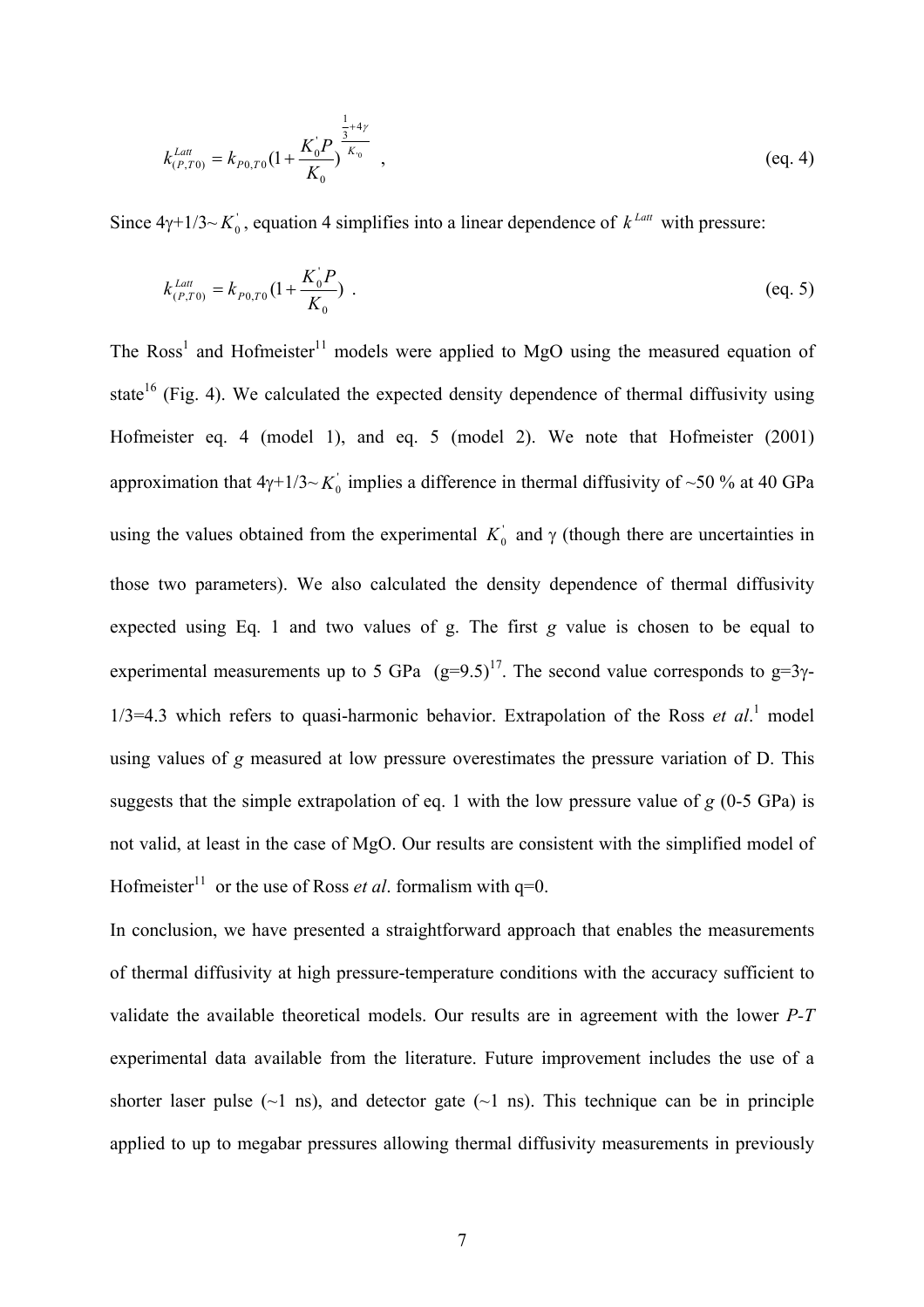$$k^{Latt}_{(P,T0)} = k_{P0,T0}\left(1 + \frac{K_0^{'}P}{K_0}\right)^{\frac{\frac{1}{3}+4\gamma}{K_0^{'}}} \quad , \qquad \text{(eq. 4)}$$

Since 4γ+1/3~ $K_0^{'}$, equation 4 simplifies into a linear dependence of $k^{Latt}$ with pressure:

$$k^{Latt}_{(P,T0)} = k_{P0,T0}\left(1 + \frac{K_0^{'}P}{K_0}\right) \ . \qquad \text{(eq. 5)}$$

The Ross[1] and Hofmeister[11] models were applied to MgO using the measured equation of state[16] (Fig. 4). We calculated the expected density dependence of thermal diffusivity using Hofmeister eq. 4 (model 1), and eq. 5 (model 2). We note that Hofmeister (2001) approximation that 4γ+1/3~ $K_0^{'}$ implies a difference in thermal diffusivity of ~50 % at 40 GPa using the values obtained from the experimental $K_0^{'}$ and γ (though there are uncertainties in those two parameters). We also calculated the density dependence of thermal diffusivity expected using Eq. 1 and two values of g. The first *g* value is chosen to be equal to experimental measurements up to 5 GPa (g=9.5)[17]. The second value corresponds to g=3γ-1/3=4.3 which refers to quasi-harmonic behavior. Extrapolation of the Ross *et al*.[1] model using values of *g* measured at low pressure overestimates the pressure variation of D. This suggests that the simple extrapolation of eq. 1 with the low pressure value of *g* (0-5 GPa) is not valid, at least in the case of MgO. Our results are consistent with the simplified model of Hofmeister[11] or the use of Ross *et al*. formalism with q=0.

In conclusion, we have presented a straightforward approach that enables the measurements of thermal diffusivity at high pressure-temperature conditions with the accuracy sufficient to validate the available theoretical models. Our results are in agreement with the lower *P-T* experimental data available from the literature. Future improvement includes the use of a shorter laser pulse (~1 ns), and detector gate (~1 ns). This technique can be in principle applied to up to megabar pressures allowing thermal diffusivity measurements in previously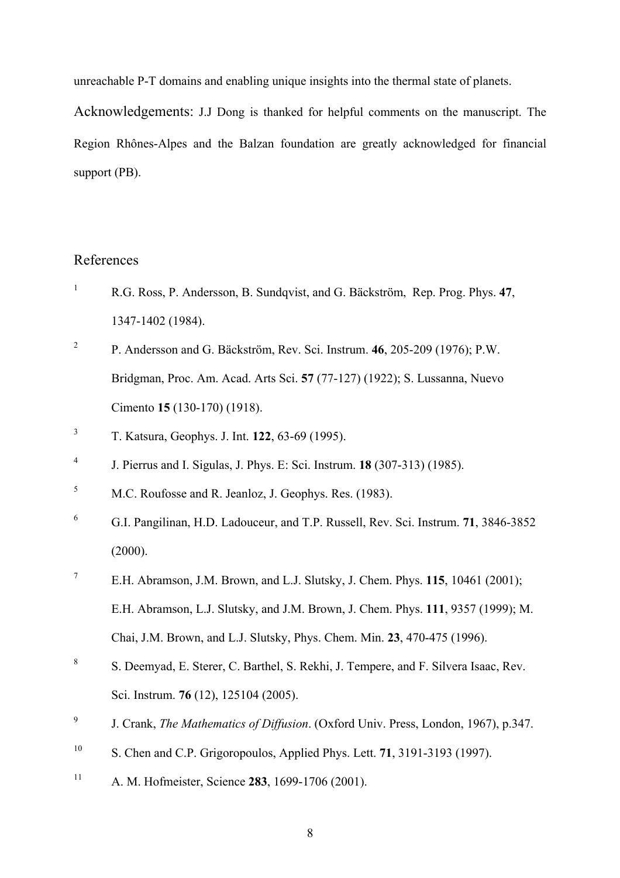unreachable P-T domains and enabling unique insights into the thermal state of planets.

Acknowledgements: J.J Dong is thanked for helpful comments on the manuscript. The Region Rhônes-Alpes and the Balzan foundation are greatly acknowledged for financial support (PB).

## References

[1] R.G. Ross, P. Andersson, B. Sundqvist, and G. Bäckström, Rep. Prog. Phys. **47**, 1347-1402 (1984).

[2] P. Andersson and G. Bäckström, Rev. Sci. Instrum. **46**, 205-209 (1976); P.W. Bridgman, Proc. Am. Acad. Arts Sci. **57** (77-127) (1922); S. Lussanna, Nuevo Cimento **15** (130-170) (1918).

[3] T. Katsura, Geophys. J. Int. **122**, 63-69 (1995).

[4] J. Pierrus and I. Sigulas, J. Phys. E: Sci. Instrum. **18** (307-313) (1985).

[5] M.C. Roufosse and R. Jeanloz, J. Geophys. Res. (1983).

[6] G.I. Pangilinan, H.D. Ladouceur, and T.P. Russell, Rev. Sci. Instrum. **71**, 3846-3852 (2000).

[7] E.H. Abramson, J.M. Brown, and L.J. Slutsky, J. Chem. Phys. **115**, 10461 (2001); E.H. Abramson, L.J. Slutsky, and J.M. Brown, J. Chem. Phys. **111**, 9357 (1999); M. Chai, J.M. Brown, and L.J. Slutsky, Phys. Chem. Min. **23**, 470-475 (1996).

[8] S. Deemyad, E. Sterer, C. Barthel, S. Rekhi, J. Tempere, and F. Silvera Isaac, Rev. Sci. Instrum. **76** (12), 125104 (2005).

[9] J. Crank, *The Mathematics of Diffusion*. (Oxford Univ. Press, London, 1967), p.347.

[10] S. Chen and C.P. Grigoropoulos, Applied Phys. Lett. **71**, 3191-3193 (1997).

[11] A. M. Hofmeister, Science **283**, 1699-1706 (2001).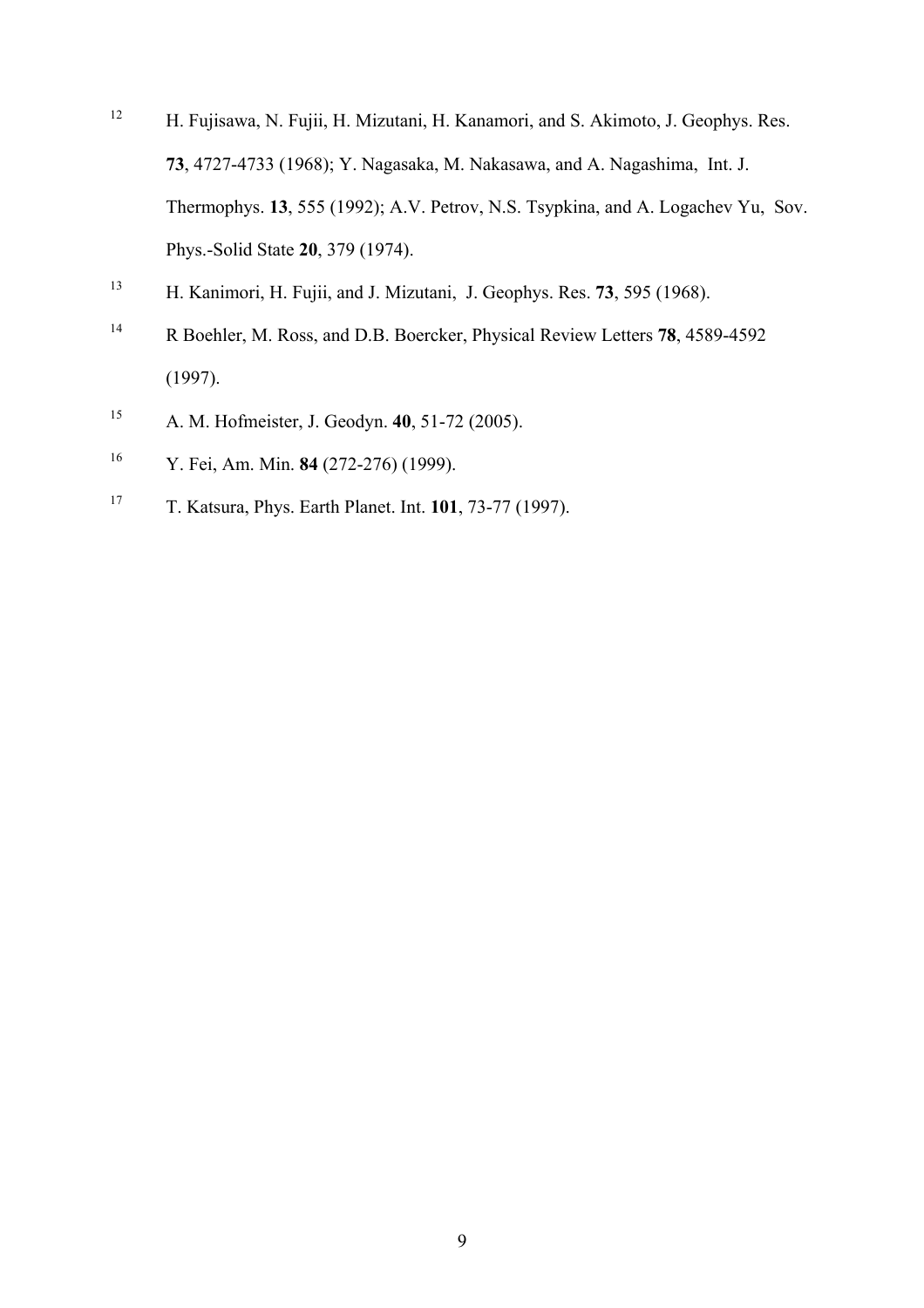[12] H. Fujisawa, N. Fujii, H. Mizutani, H. Kanamori, and S. Akimoto, J. Geophys. Res. **73**, 4727-4733 (1968); Y. Nagasaka, M. Nakasawa, and A. Nagashima, Int. J. Thermophys. **13**, 555 (1992); A.V. Petrov, N.S. Tsypkina, and A. Logachev Yu, Sov. Phys.-Solid State **20**, 379 (1974).

[13] H. Kanimori, H. Fujii, and J. Mizutani, J. Geophys. Res. **73**, 595 (1968).

[14] R Boehler, M. Ross, and D.B. Boercker, Physical Review Letters **78**, 4589-4592 (1997).

[15] A. M. Hofmeister, J. Geodyn. **40**, 51-72 (2005).

[16] Y. Fei, Am. Min. **84** (272-276) (1999).

[17] T. Katsura, Phys. Earth Planet. Int. **101**, 73-77 (1997).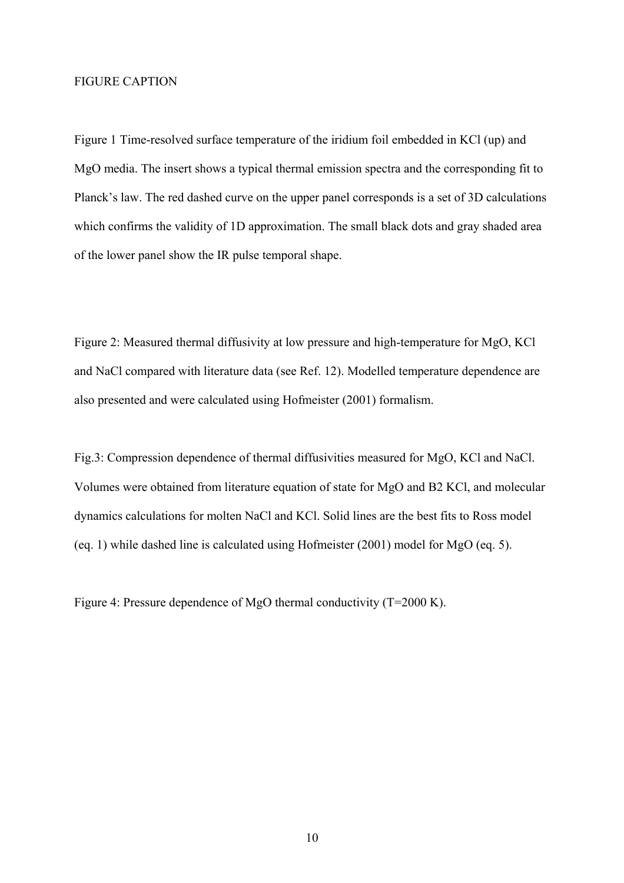FIGURE CAPTION

Figure 1 Time-resolved surface temperature of the iridium foil embedded in KCl (up) and MgO media. The insert shows a typical thermal emission spectra and the corresponding fit to Planck's law. The red dashed curve on the upper panel corresponds is a set of 3D calculations which confirms the validity of 1D approximation. The small black dots and gray shaded area of the lower panel show the IR pulse temporal shape.

Figure 2: Measured thermal diffusivity at low pressure and high-temperature for MgO, KCl and NaCl compared with literature data (see Ref. 12). Modelled temperature dependence are also presented and were calculated using Hofmeister (2001) formalism.

Fig.3: Compression dependence of thermal diffusivities measured for MgO, KCl and NaCl. Volumes were obtained from literature equation of state for MgO and B2 KCl, and molecular dynamics calculations for molten NaCl and KCl. Solid lines are the best fits to Ross model (eq. 1) while dashed line is calculated using Hofmeister (2001) model for MgO (eq. 5).

Figure 4: Pressure dependence of MgO thermal conductivity (T=2000 K).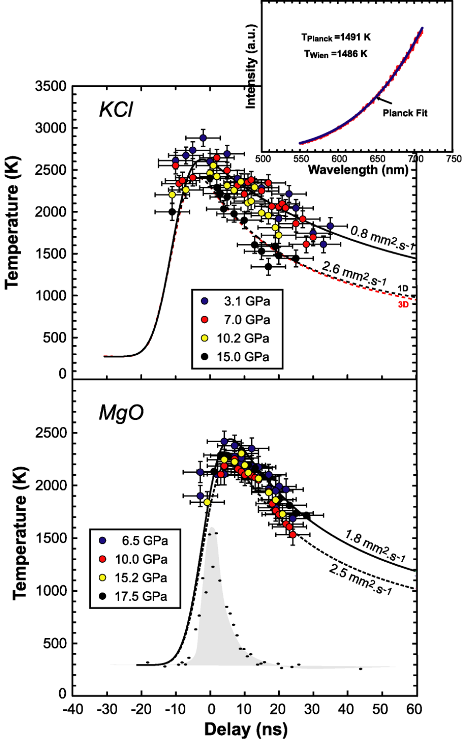*KCl*

- 3.1 GPa
- 7.0 GPa
- 10.2 GPa
- 15.0 GPa

0.8 $mm^2.s^{-1}$

2.6 $mm^2.s^{-1}$

1D

3D

Temperature (K)

$T_{Planck}$ =1491 K

$T_{Wien}$ =1486 K

Planck Fit

Intensity (a.u.)

Wavelength (nm)

*MgO*

- 6.5 GPa
- 10.0 GPa
- 15.2 GPa
- 17.5 GPa

1.8 $mm^2.s^{-1}$

2.5 $mm^2.s^{-1}$

Temperature (K)

Delay (ns)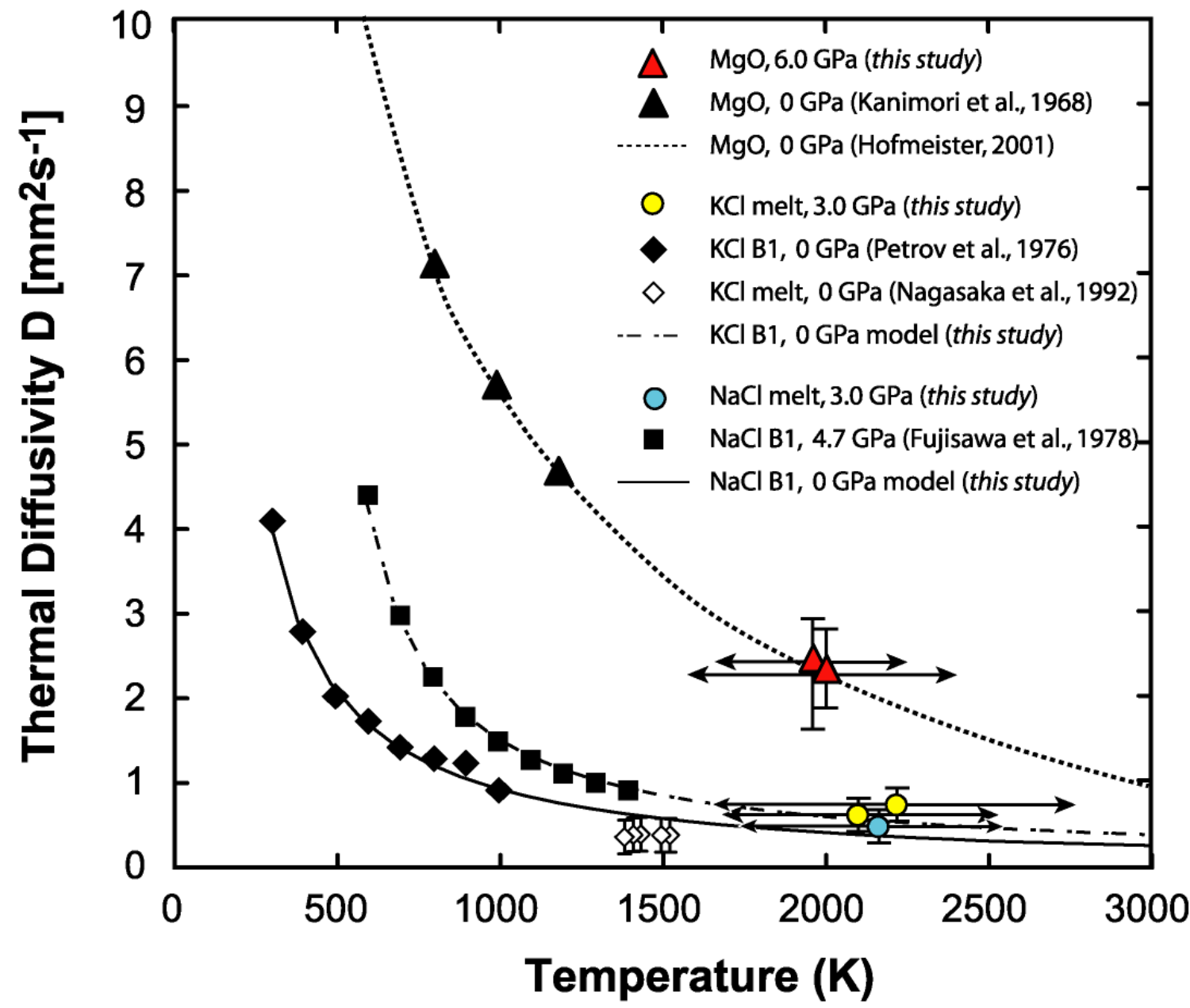Thermal Diffusivity D [$mm^2 s^{-1}$]

Temperature (K)

- MgO, 6.0 GPa (*this study*)
- MgO, 0 GPa (Kanimori et al., 1968)
- MgO, 0 GPa (Hofmeister, 2001)
- KCl melt, 3.0 GPa (*this study*)
- KCl B1, 0 GPa (Petrov et al., 1976)
- KCl melt, 0 GPa (Nagasaka et al., 1992)
- KCl B1, 0 GPa model (*this study*)
- NaCl melt, 3.0 GPa (*this study*)
- NaCl B1, 4.7 GPa (Fujisawa et al., 1978)
- NaCl B1, 0 GPa model (*this study*)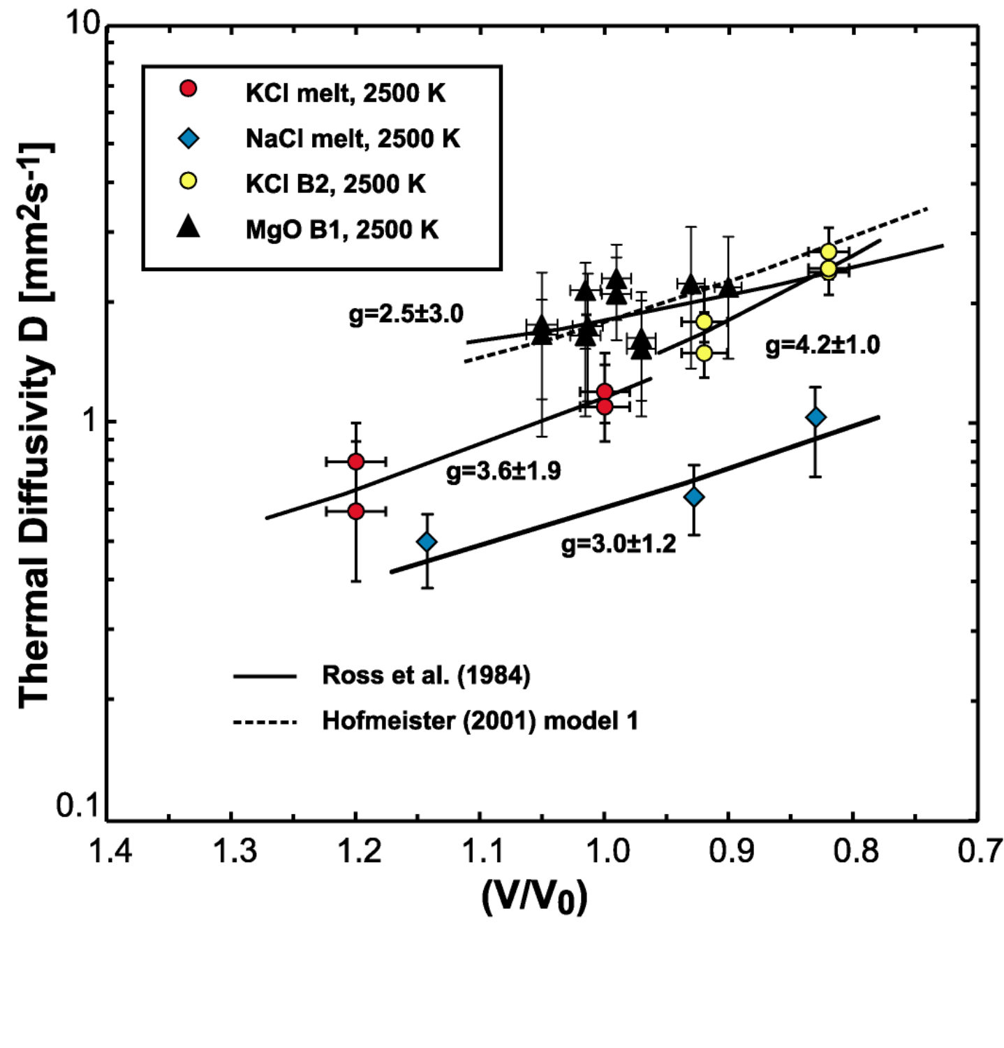Thermal Diffusivity D [$mm^2s^{-1}$]

(V/$V_0$)

- KCl melt, 2500 K
- NaCl melt, 2500 K
- KCl B2, 2500 K
- MgO B1, 2500 K

g=2.5±3.0

g=4.2±1.0

g=3.6±1.9

g=3.0±1.2

Ross et al. (1984)

Hofmeister (2001) model 1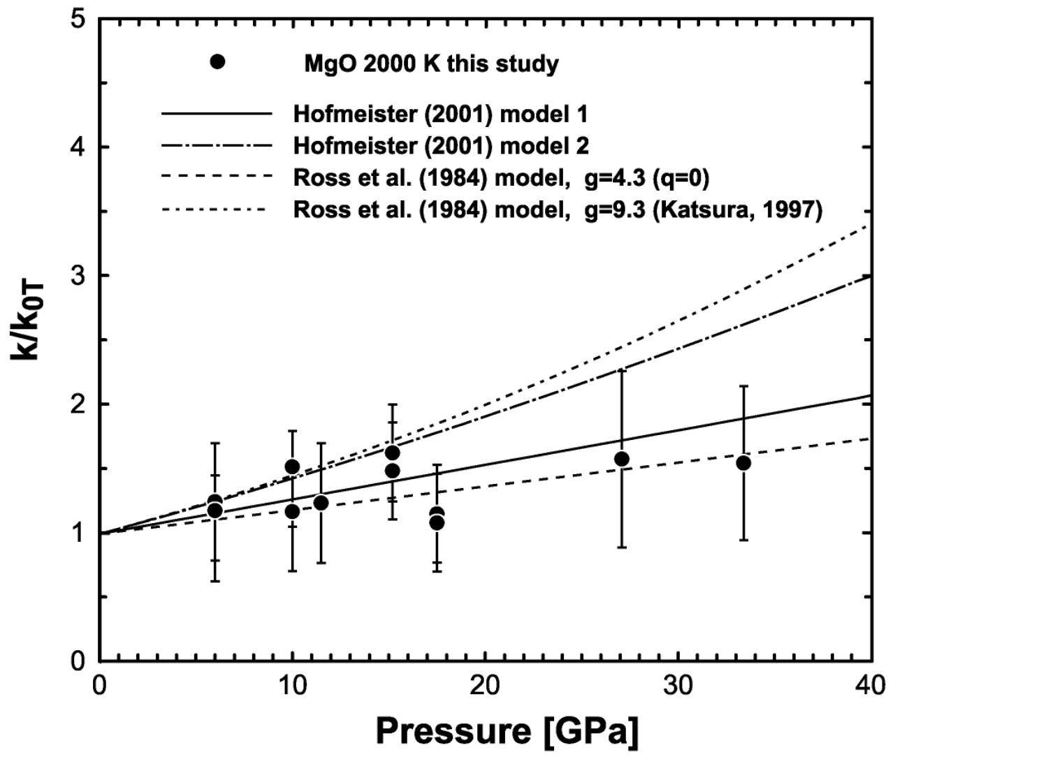MgO 2000 K this study

Hofmeister (2001) model 1

Hofmeister (2001) model 2

Ross et al. (1984) model, g=4.3 (q=0)

Ross et al. (1984) model, g=9.3 (Katsura, 1997)

$k/k_{0T}$

Pressure [GPa]

0
1
2
3
4
5

0
10
20
30
40